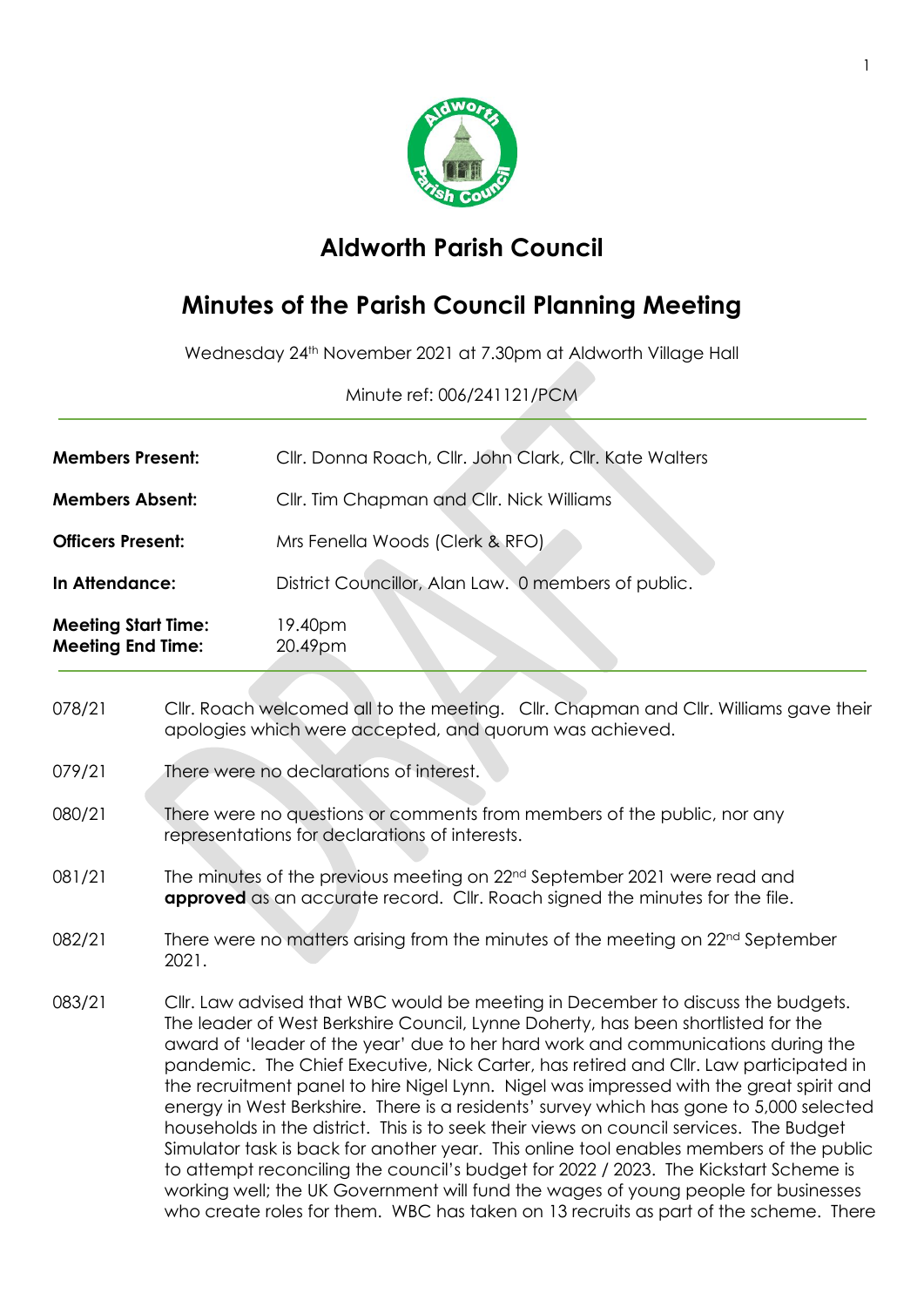# Aldworth Parish Council

## Minutes of the Parish Council Planning Meeting

Wednesday 24th November 2021 at 7.30pm at Aldworth Village Hall

Minute ref: 006/241121/PCM

| | |
|---|---|
| **Members Present:** | Cllr. Donna Roach, Cllr. John Clark, Cllr. Kate Walters |
| **Members Absent:** | Cllr. Tim Chapman and Cllr. Nick Williams |
| **Officers Present:** | Mrs Fenella Woods (Clerk & RFO) |
| **In Attendance:** | District Councillor, Alan Law. 0 members of public. |
| **Meeting Start Time:** **Meeting End Time:** | 19.40pm 20.49pm |

078/21 Cllr. Roach welcomed all to the meeting. Cllr. Chapman and Cllr. Williams gave their apologies which were accepted, and quorum was achieved.

079/21 There were no declarations of interest.

080/21 There were no questions or comments from members of the public, nor any representations for declarations of interests.

081/21 The minutes of the previous meeting on 22nd September 2021 were read and **approved** as an accurate record. Cllr. Roach signed the minutes for the file.

082/21 There were no matters arising from the minutes of the meeting on 22nd September 2021.

083/21 Cllr. Law advised that WBC would be meeting in December to discuss the budgets. The leader of West Berkshire Council, Lynne Doherty, has been shortlisted for the award of 'leader of the year' due to her hard work and communications during the pandemic. The Chief Executive, Nick Carter, has retired and Cllr. Law participated in the recruitment panel to hire Nigel Lynn. Nigel was impressed with the great spirit and energy in West Berkshire. There is a residents' survey which has gone to 5,000 selected households in the district. This is to seek their views on council services. The Budget Simulator task is back for another year. This online tool enables members of the public to attempt reconciling the council's budget for 2022 / 2023. The Kickstart Scheme is working well; the UK Government will fund the wages of young people for businesses who create roles for them. WBC has taken on 13 recruits as part of the scheme. There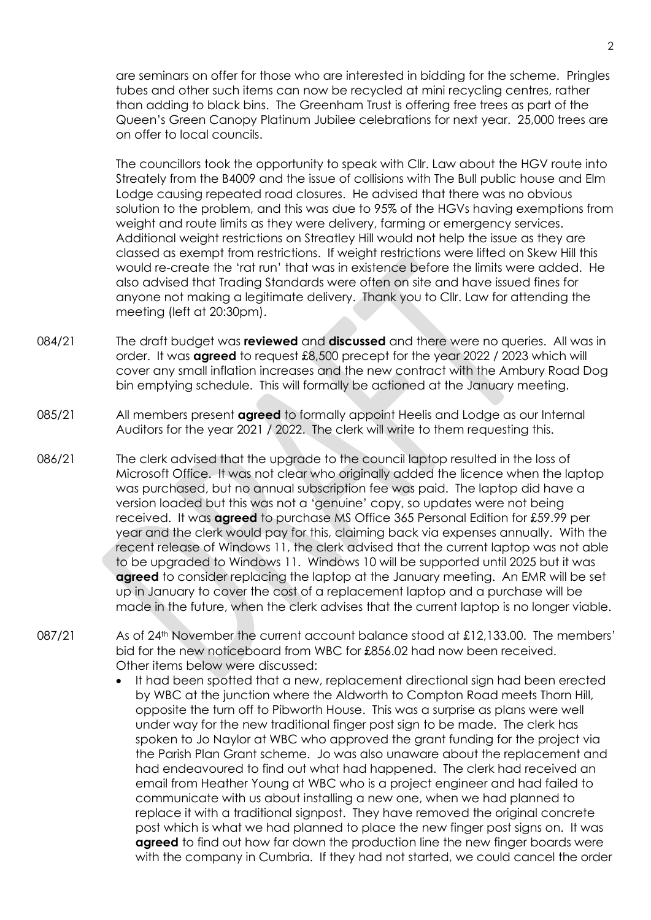are seminars on offer for those who are interested in bidding for the scheme. Pringles tubes and other such items can now be recycled at mini recycling centres, rather than adding to black bins. The Greenham Trust is offering free trees as part of the Queen's Green Canopy Platinum Jubilee celebrations for next year. 25,000 trees are on offer to local councils.

The councillors took the opportunity to speak with Cllr. Law about the HGV route into Streately from the B4009 and the issue of collisions with The Bull public house and Elm Lodge causing repeated road closures. He advised that there was no obvious solution to the problem, and this was due to 95% of the HGVs having exemptions from weight and route limits as they were delivery, farming or emergency services. Additional weight restrictions on Streatley Hill would not help the issue as they are classed as exempt from restrictions. If weight restrictions were lifted on Skew Hill this would re-create the 'rat run' that was in existence before the limits were added. He also advised that Trading Standards were often on site and have issued fines for anyone not making a legitimate delivery. Thank you to Cllr. Law for attending the meeting (left at 20:30pm).

084/21 The draft budget was **reviewed** and **discussed** and there were no queries. All was in order. It was **agreed** to request £8,500 precept for the year 2022 / 2023 which will cover any small inflation increases and the new contract with the Ambury Road Dog bin emptying schedule. This will formally be actioned at the January meeting.

085/21 All members present **agreed** to formally appoint Heelis and Lodge as our Internal Auditors for the year 2021 / 2022. The clerk will write to them requesting this.

086/21 The clerk advised that the upgrade to the council laptop resulted in the loss of Microsoft Office. It was not clear who originally added the licence when the laptop was purchased, but no annual subscription fee was paid. The laptop did have a version loaded but this was not a 'genuine' copy, so updates were not being received. It was **agreed** to purchase MS Office 365 Personal Edition for £59.99 per year and the clerk would pay for this, claiming back via expenses annually. With the recent release of Windows 11, the clerk advised that the current laptop was not able to be upgraded to Windows 11. Windows 10 will be supported until 2025 but it was **agreed** to consider replacing the laptop at the January meeting. An EMR will be set up in January to cover the cost of a replacement laptop and a purchase will be made in the future, when the clerk advises that the current laptop is no longer viable.

087/21 As of 24th November the current account balance stood at £12,133.00. The members' bid for the new noticeboard from WBC for £856.02 had now been received. Other items below were discussed:

- It had been spotted that a new, replacement directional sign had been erected by WBC at the junction where the Aldworth to Compton Road meets Thorn Hill, opposite the turn off to Pibworth House. This was a surprise as plans were well under way for the new traditional finger post sign to be made. The clerk has spoken to Jo Naylor at WBC who approved the grant funding for the project via the Parish Plan Grant scheme. Jo was also unaware about the replacement and had endeavoured to find out what had happened. The clerk had received an email from Heather Young at WBC who is a project engineer and had failed to communicate with us about installing a new one, when we had planned to replace it with a traditional signpost. They have removed the original concrete post which is what we had planned to place the new finger post signs on. It was **agreed** to find out how far down the production line the new finger boards were with the company in Cumbria. If they had not started, we could cancel the order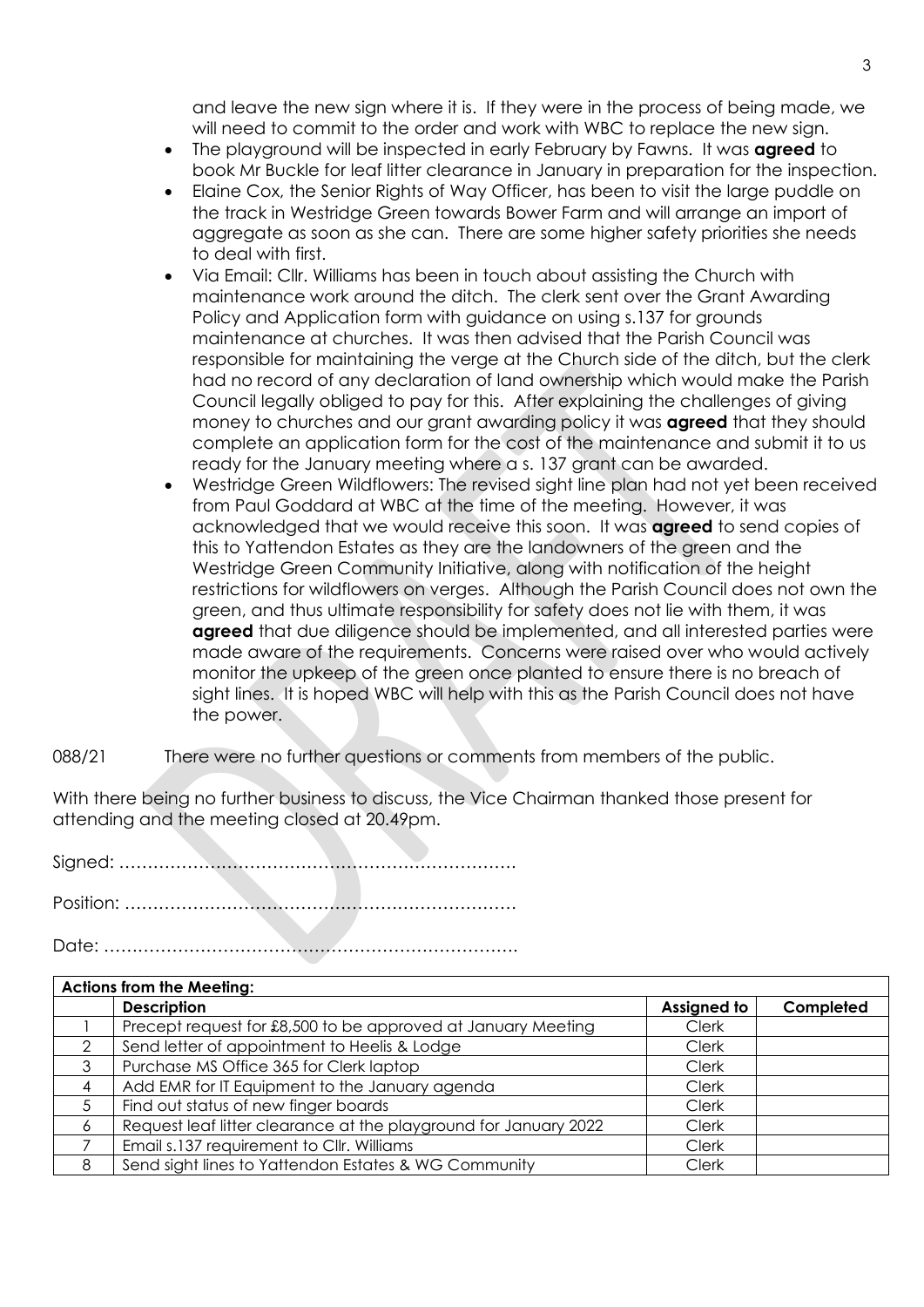and leave the new sign where it is. If they were in the process of being made, we will need to commit to the order and work with WBC to replace the new sign.

- The playground will be inspected in early February by Fawns. It was **agreed** to book Mr Buckle for leaf litter clearance in January in preparation for the inspection.
- Elaine Cox, the Senior Rights of Way Officer, has been to visit the large puddle on the track in Westridge Green towards Bower Farm and will arrange an import of aggregate as soon as she can. There are some higher safety priorities she needs to deal with first.
- Via Email: Cllr. Williams has been in touch about assisting the Church with maintenance work around the ditch. The clerk sent over the Grant Awarding Policy and Application form with guidance on using s.137 for grounds maintenance at churches. It was then advised that the Parish Council was responsible for maintaining the verge at the Church side of the ditch, but the clerk had no record of any declaration of land ownership which would make the Parish Council legally obliged to pay for this. After explaining the challenges of giving money to churches and our grant awarding policy it was **agreed** that they should complete an application form for the cost of the maintenance and submit it to us ready for the January meeting where a s. 137 grant can be awarded.
- Westridge Green Wildflowers: The revised sight line plan had not yet been received from Paul Goddard at WBC at the time of the meeting. However, it was acknowledged that we would receive this soon. It was **agreed** to send copies of this to Yattendon Estates as they are the landowners of the green and the Westridge Green Community Initiative, along with notification of the height restrictions for wildflowers on verges. Although the Parish Council does not own the green, and thus ultimate responsibility for safety does not lie with them, it was **agreed** that due diligence should be implemented, and all interested parties were made aware of the requirements. Concerns were raised over who would actively monitor the upkeep of the green once planted to ensure there is no breach of sight lines. It is hoped WBC will help with this as the Parish Council does not have the power.

088/21 There were no further questions or comments from members of the public.

With there being no further business to discuss, the Vice Chairman thanked those present for attending and the meeting closed at 20.49pm.

Signed: ……………………………………………………………

Position: ……………………………………………………………

Date: ………………………………………………………………

| **Actions from the Meeting:** | | | |
|---|---|---|---|
| | **Description** | **Assigned to** | **Completed** |
| 1 | Precept request for £8,500 to be approved at January Meeting | Clerk | |
| 2 | Send letter of appointment to Heelis & Lodge | Clerk | |
| 3 | Purchase MS Office 365 for Clerk laptop | Clerk | |
| 4 | Add EMR for IT Equipment to the January agenda | Clerk | |
| 5 | Find out status of new finger boards | Clerk | |
| 6 | Request leaf litter clearance at the playground for January 2022 | Clerk | |
| 7 | Email s.137 requirement to Cllr. Williams | Clerk | |
| 8 | Send sight lines to Yattendon Estates & WG Community | Clerk | |